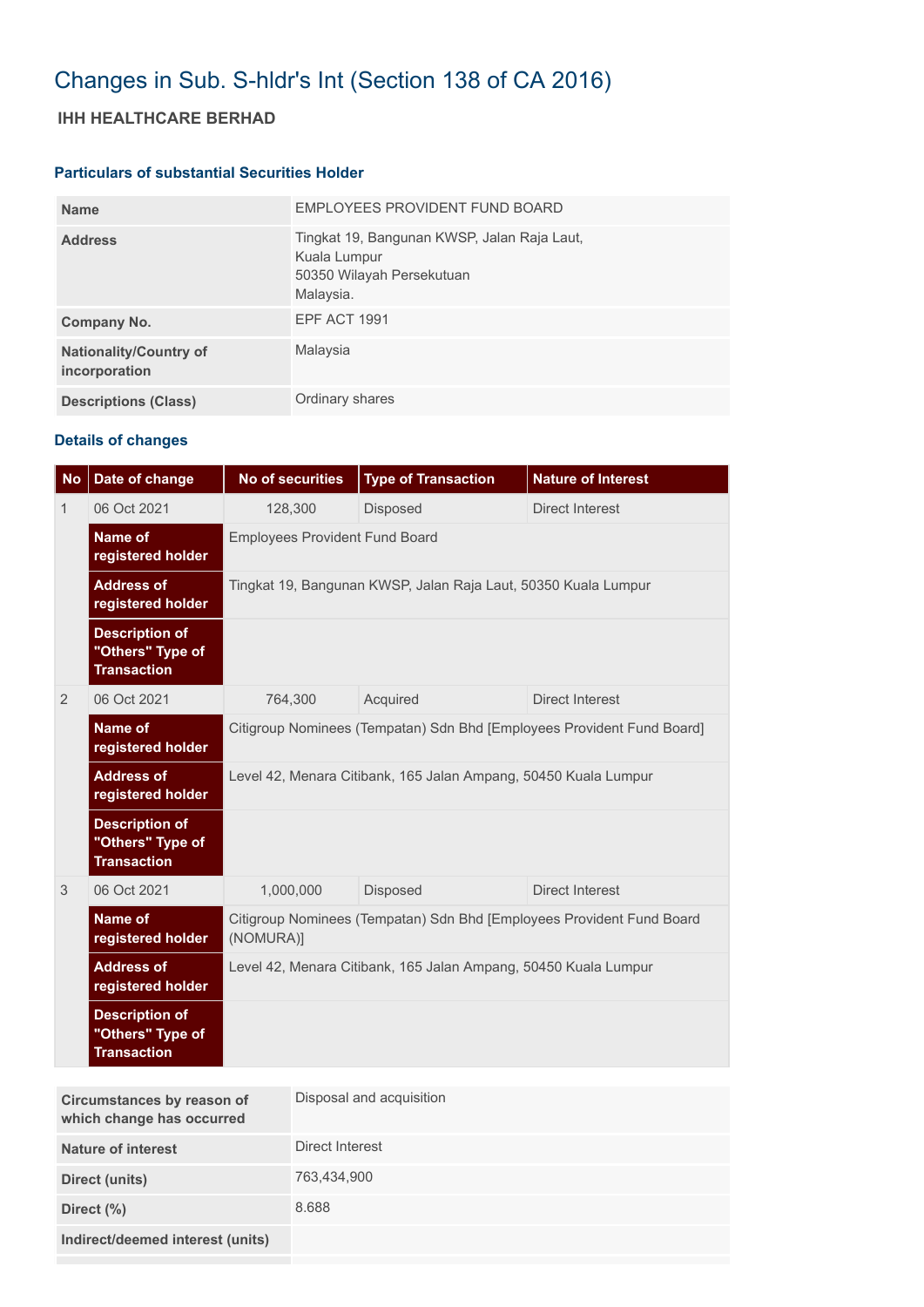# Changes in Sub. S-hldr's Int (Section 138 of CA 2016)

## IHH HEALTHCARE BERHAD

### Particulars of substantial Securities Holder

| | |
|---|---|
| **Name** | EMPLOYEES PROVIDENT FUND BOARD |
| **Address** | Tingkat 19, Bangunan KWSP, Jalan Raja Laut, Kuala Lumpur 50350 Wilayah Persekutuan Malaysia. |
| **Company No.** | EPF ACT 1991 |
| **Nationality/Country of incorporation** | Malaysia |
| **Descriptions (Class)** | Ordinary shares |

### Details of changes

| No | Date of change | No of securities | Type of Transaction | Nature of Interest |
|---|---|---|---|---|
| 1 | 06 Oct 2021 | 128,300 | Disposed | Direct Interest |
| | **Name of registered holder** | Employees Provident Fund Board | | |
| | **Address of registered holder** | Tingkat 19, Bangunan KWSP, Jalan Raja Laut, 50350 Kuala Lumpur | | |
| | **Description of "Others" Type of Transaction** | | | |
| 2 | 06 Oct 2021 | 764,300 | Acquired | Direct Interest |
| | **Name of registered holder** | Citigroup Nominees (Tempatan) Sdn Bhd [Employees Provident Fund Board] | | |
| | **Address of registered holder** | Level 42, Menara Citibank, 165 Jalan Ampang, 50450 Kuala Lumpur | | |
| | **Description of "Others" Type of Transaction** | | | |
| 3 | 06 Oct 2021 | 1,000,000 | Disposed | Direct Interest |
| | **Name of registered holder** | Citigroup Nominees (Tempatan) Sdn Bhd [Employees Provident Fund Board (NOMURA)] | | |
| | **Address of registered holder** | Level 42, Menara Citibank, 165 Jalan Ampang, 50450 Kuala Lumpur | | |
| | **Description of "Others" Type of Transaction** | | | |

| | |
|---|---|
| **Circumstances by reason of which change has occurred** | Disposal and acquisition |
| **Nature of interest** | Direct Interest |
| **Direct (units)** | 763,434,900 |
| **Direct (%)** | 8.688 |
| **Indirect/deemed interest (units)** | |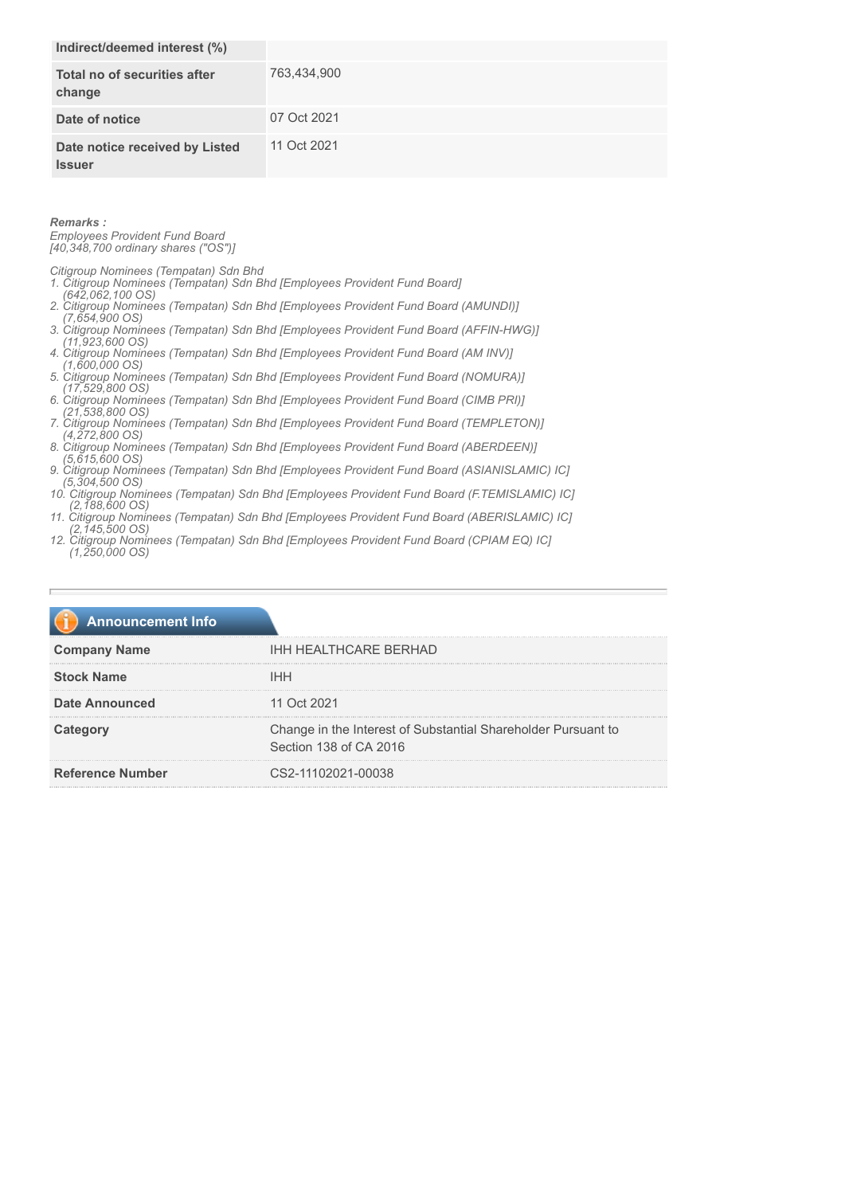| | |
|---|---|
| **Indirect/deemed interest (%)** | |
| **Total no of securities after change** | 763,434,900 |
| **Date of notice** | 07 Oct 2021 |
| **Date notice received by Listed Issuer** | 11 Oct 2021 |

***Remarks :***

*Employees Provident Fund Board*
*[40,348,700 ordinary shares ("OS")]*

*Citigroup Nominees (Tempatan) Sdn Bhd*
1. *Citigroup Nominees (Tempatan) Sdn Bhd [Employees Provident Fund Board] (642,062,100 OS)*
2. *Citigroup Nominees (Tempatan) Sdn Bhd [Employees Provident Fund Board (AMUNDI)] (7,654,900 OS)*
3. *Citigroup Nominees (Tempatan) Sdn Bhd [Employees Provident Fund Board (AFFIN-HWG)] (11,923,600 OS)*
4. *Citigroup Nominees (Tempatan) Sdn Bhd [Employees Provident Fund Board (AM INV)] (1,600,000 OS)*
5. *Citigroup Nominees (Tempatan) Sdn Bhd [Employees Provident Fund Board (NOMURA)] (17,529,800 OS)*
6. *Citigroup Nominees (Tempatan) Sdn Bhd [Employees Provident Fund Board (CIMB PRI)] (21,538,800 OS)*
7. *Citigroup Nominees (Tempatan) Sdn Bhd [Employees Provident Fund Board (TEMPLETON)] (4,272,800 OS)*
8. *Citigroup Nominees (Tempatan) Sdn Bhd [Employees Provident Fund Board (ABERDEEN)] (5,615,600 OS)*
9. *Citigroup Nominees (Tempatan) Sdn Bhd [Employees Provident Fund Board (ASIANISLAMIC) IC] (5,304,500 OS)*
10. *Citigroup Nominees (Tempatan) Sdn Bhd [Employees Provident Fund Board (F.TEMISLAMIC) IC] (2,188,600 OS)*
11. *Citigroup Nominees (Tempatan) Sdn Bhd [Employees Provident Fund Board (ABERISLAMIC) IC] (2,145,500 OS)*
12. *Citigroup Nominees (Tempatan) Sdn Bhd [Employees Provident Fund Board (CPIAM EQ) IC] (1,250,000 OS)*

## Announcement Info

| | |
|---|---|
| **Company Name** | IHH HEALTHCARE BERHAD |
| **Stock Name** | IHH |
| **Date Announced** | 11 Oct 2021 |
| **Category** | Change in the Interest of Substantial Shareholder Pursuant to Section 138 of CA 2016 |
| **Reference Number** | CS2-11102021-00038 |